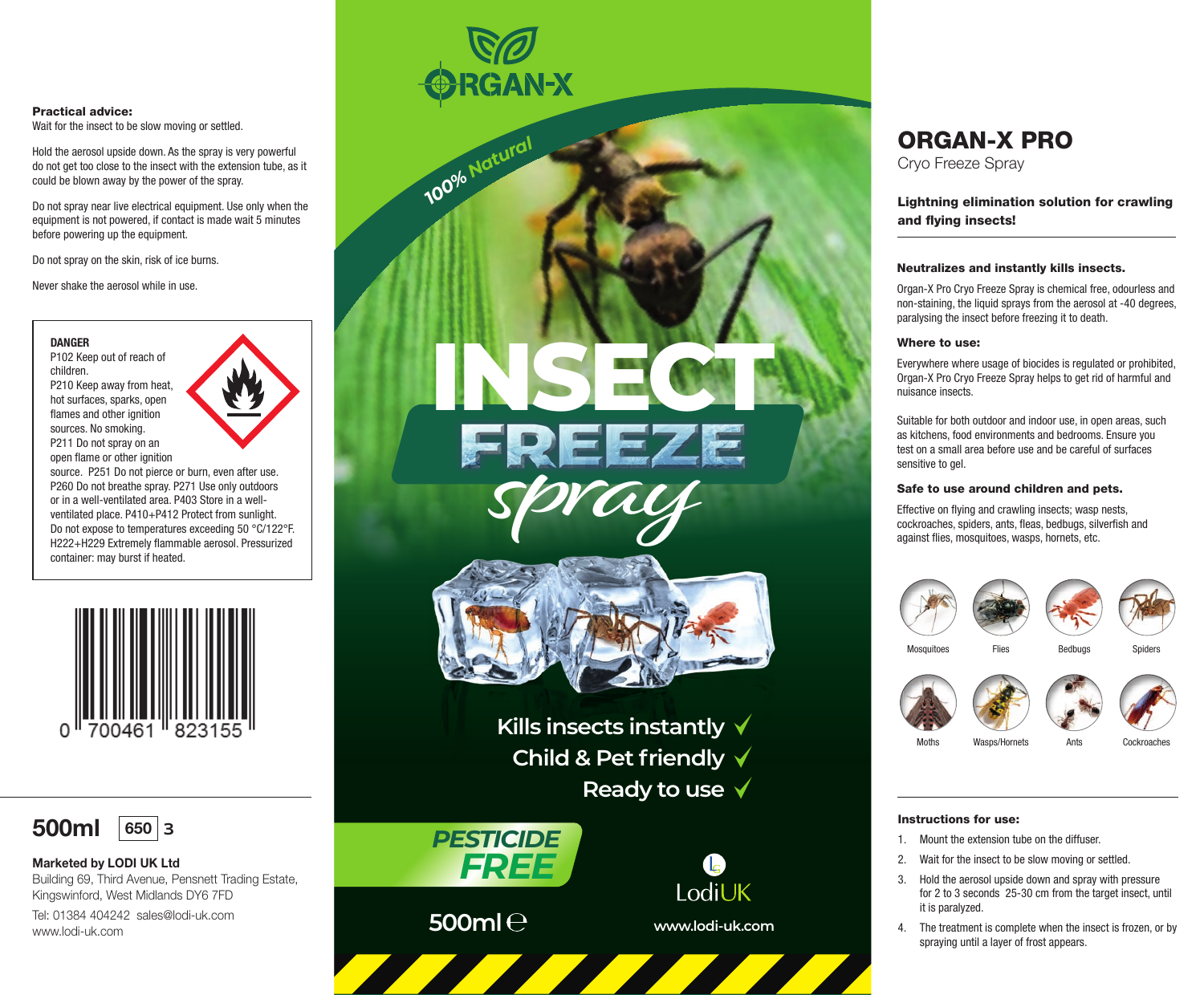**Practical advice:**
Wait for the insect to be slow moving or settled.

Hold the aerosol upside down. As the spray is very powerful do not get too close to the insect with the extension tube, as it could be blown away by the power of the spray.

Do not spray near live electrical equipment. Use only when the equipment is not powered, if contact is made wait 5 minutes before powering up the equipment.

Do not spray on the skin, risk of ice burns.

Never shake the aerosol while in use.

**DANGER**
P102 Keep out of reach of children.
P210 Keep away from heat, hot surfaces, sparks, open flames and other ignition sources. No smoking.
P211 Do not spray on an open flame or other ignition source. P251 Do not pierce or burn, even after use. P260 Do not breathe spray. P271 Use only outdoors or in a well-ventilated area. P403 Store in a well-ventilated place. P410+P412 Protect from sunlight. Do not expose to temperatures exceeding 50 °C/122°F. H222+H229 Extremely flammable aerosol. Pressurized container: may burst if heated.

0 700461 823155

**500ml** 650 3

**Marketed by LODI UK Ltd**
Building 69, Third Avenue, Pensnett Trading Estate, Kingswinford, West Midlands DY6 7FD
Tel: 01384 404242 sales@lodi-uk.com
www.lodi-uk.com

ORGAN-X

100% Natural

# INSECT FREEZE *spray*

Kills insects instantly ✓
Child & Pet friendly ✓
Ready to use ✓

**PESTICIDE FREE**

500ml ℮

LodiUK
www.lodi-uk.com

# ORGAN-X PRO
Cryo Freeze Spray

**Lightning elimination solution for crawling and flying insects!**

### Neutralizes and instantly kills insects.

Organ-X Pro Cryo Freeze Spray is chemical free, odourless and non-staining, the liquid sprays from the aerosol at -40 degrees, paralysing the insect before freezing it to death.

### Where to use:

Everywhere where usage of biocides is regulated or prohibited, Organ-X Pro Cryo Freeze Spray helps to get rid of harmful and nuisance insects.

Suitable for both outdoor and indoor use, in open areas, such as kitchens, food environments and bedrooms. Ensure you test on a small area before use and be careful of surfaces sensitive to gel.

### Safe to use around children and pets.

Effective on flying and crawling insects; wasp nests, cockroaches, spiders, ants, fleas, bedbugs, silverfish and against flies, mosquitoes, wasps, hornets, etc.

Mosquitoes, Flies, Bedbugs, Spiders, Moths, Wasps/Hornets, Ants, Cockroaches

### Instructions for use:

1. Mount the extension tube on the diffuser.
2. Wait for the insect to be slow moving or settled.
3. Hold the aerosol upside down and spray with pressure for 2 to 3 seconds 25-30 cm from the target insect, until it is paralyzed.
4. The treatment is complete when the insect is frozen, or by spraying until a layer of frost appears.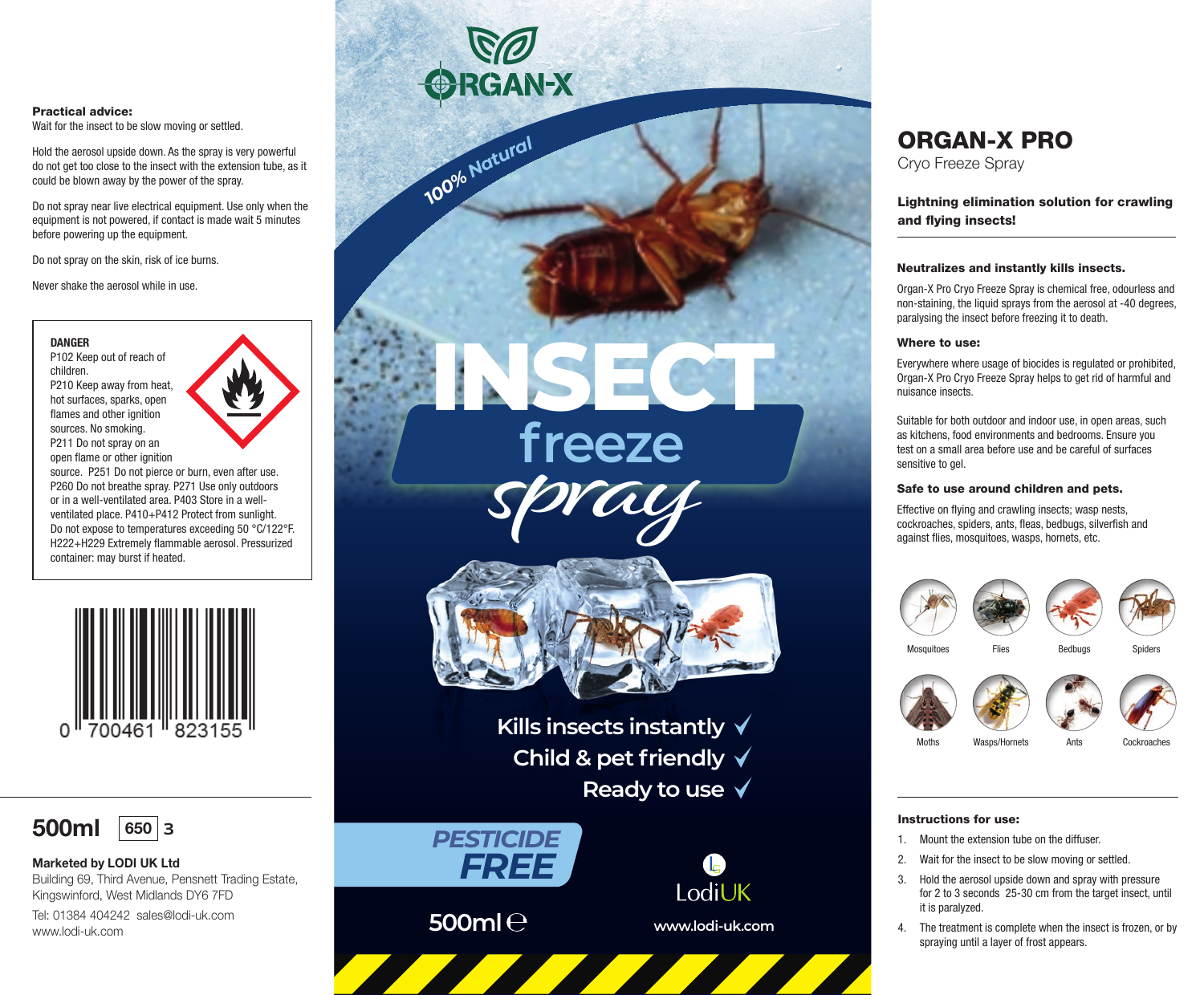**Practical advice:**
Wait for the insect to be slow moving or settled.

Hold the aerosol upside down. As the spray is very powerful do not get too close to the insect with the extension tube, as it could be blown away by the power of the spray.

Do not spray near live electrical equipment. Use only when the equipment is not powered, if contact is made wait 5 minutes before powering up the equipment.

Do not spray on the skin, risk of ice burns.

Never shake the aerosol while in use.

**DANGER**
P102 Keep out of reach of children.
P210 Keep away from heat, hot surfaces, sparks, open flames and other ignition sources. No smoking.
P211 Do not spray on an open flame or other ignition source. P251 Do not pierce or burn, even after use. P260 Do not breathe spray. P271 Use only outdoors or in a well-ventilated area. P403 Store in a well-ventilated place. P410+P412 Protect from sunlight. Do not expose to temperatures exceeding 50 °C/122°F. H222+H229 Extremely flammable aerosol. Pressurized container: may burst if heated.

0 700461 823155

**500ml** 650 3

**Marketed by LODI UK Ltd**
Building 69, Third Avenue, Pensnett Trading Estate, Kingswinford, West Midlands DY6 7FD
Tel: 01384 404242 sales@lodi-uk.com
www.lodi-uk.com

ORGAN-X

100% Natural

# INSECT freeze *spray*

Kills insects instantly ✓
Child & pet friendly ✓
Ready to use ✓

**PESTICIDE FREE**

500ml ℮

LodiUK
www.lodi-uk.com

## ORGAN-X PRO
Cryo Freeze Spray

**Lightning elimination solution for crawling and flying insects!**

**Neutralizes and instantly kills insects.**

Organ-X Pro Cryo Freeze Spray is chemical free, odourless and non-staining, the liquid sprays from the aerosol at -40 degrees, paralysing the insect before freezing it to death.

**Where to use:**

Everywhere where usage of biocides is regulated or prohibited, Organ-X Pro Cryo Freeze Spray helps to get rid of harmful and nuisance insects.

Suitable for both outdoor and indoor use, in open areas, such as kitchens, food environments and bedrooms. Ensure you test on a small area before use and be careful of surfaces sensitive to gel.

**Safe to use around children and pets.**

Effective on flying and crawling insects; wasp nests, cockroaches, spiders, ants, fleas, bedbugs, silverfish and against flies, mosquitoes, wasps, hornets, etc.

Mosquitoes
Flies
Bedbugs
Spiders
Moths
Wasps/Hornets
Ants
Cockroaches

**Instructions for use:**

1. Mount the extension tube on the diffuser.
2. Wait for the insect to be slow moving or settled.
3. Hold the aerosol upside down and spray with pressure for 2 to 3 seconds 25-30 cm from the target insect, until it is paralyzed.
4. The treatment is complete when the insect is frozen, or by spraying until a layer of frost appears.